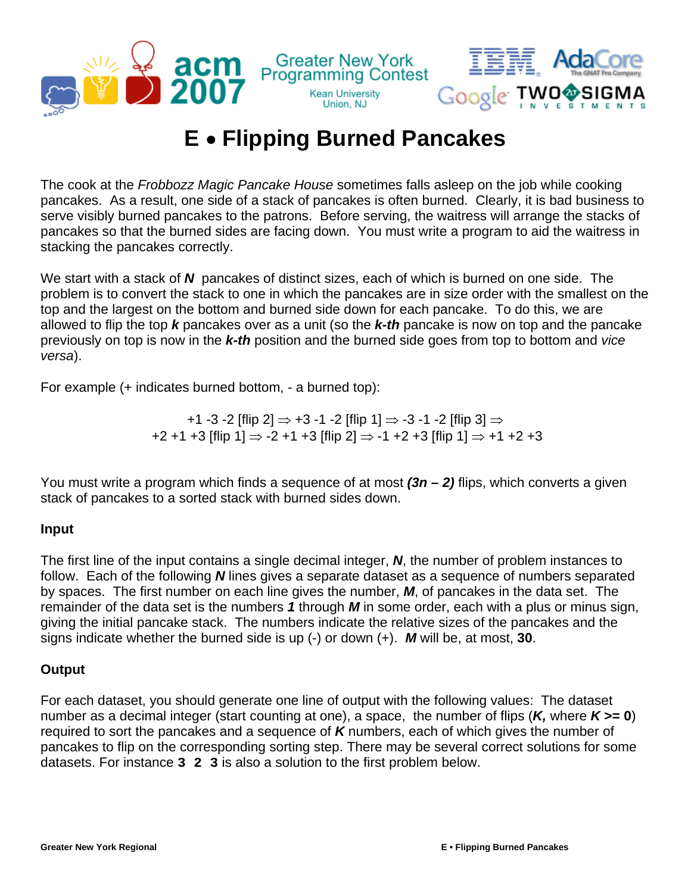# E • Flipping Burned Pancakes

The cook at the *Frobbozz Magic Pancake House* sometimes falls asleep on the job while cooking pancakes. As a result, one side of a stack of pancakes is often burned. Clearly, it is bad business to serve visibly burned pancakes to the patrons. Before serving, the waitress will arrange the stacks of pancakes so that the burned sides are facing down. You must write a program to aid the waitress in stacking the pancakes correctly.

We start with a stack of ***N*** pancakes of distinct sizes, each of which is burned on one side. The problem is to convert the stack to one in which the pancakes are in size order with the smallest on the top and the largest on the bottom and burned side down for each pancake. To do this, we are allowed to flip the top ***k*** pancakes over as a unit (so the ***k-th*** pancake is now on top and the pancake previously on top is now in the ***k-th*** position and the burned side goes from top to bottom and *vice versa*).

For example (+ indicates burned bottom, - a burned top):

+1 -3 -2 [flip 2] ⇒ +3 -1 -2 [flip 1] ⇒ -3 -1 -2 [flip 3] ⇒
+2 +1 +3 [flip 1] ⇒ -2 +1 +3 [flip 2] ⇒ -1 +2 +3 [flip 1] ⇒ +1 +2 +3

You must write a program which finds a sequence of at most ***(3n – 2)*** flips, which converts a given stack of pancakes to a sorted stack with burned sides down.

### Input

The first line of the input contains a single decimal integer, ***N***, the number of problem instances to follow. Each of the following ***N*** lines gives a separate dataset as a sequence of numbers separated by spaces. The first number on each line gives the number, ***M***, of pancakes in the data set. The remainder of the data set is the numbers ***1*** through ***M*** in some order, each with a plus or minus sign, giving the initial pancake stack. The numbers indicate the relative sizes of the pancakes and the signs indicate whether the burned side is up (-) or down (+). ***M*** will be, at most, **30**.

### Output

For each dataset, you should generate one line of output with the following values: The dataset number as a decimal integer (start counting at one), a space, the number of flips (***K,*** where ***K* >= 0**) required to sort the pancakes and a sequence of ***K*** numbers, each of which gives the number of pancakes to flip on the corresponding sorting step. There may be several correct solutions for some datasets. For instance **3 2 3** is also a solution to the first problem below.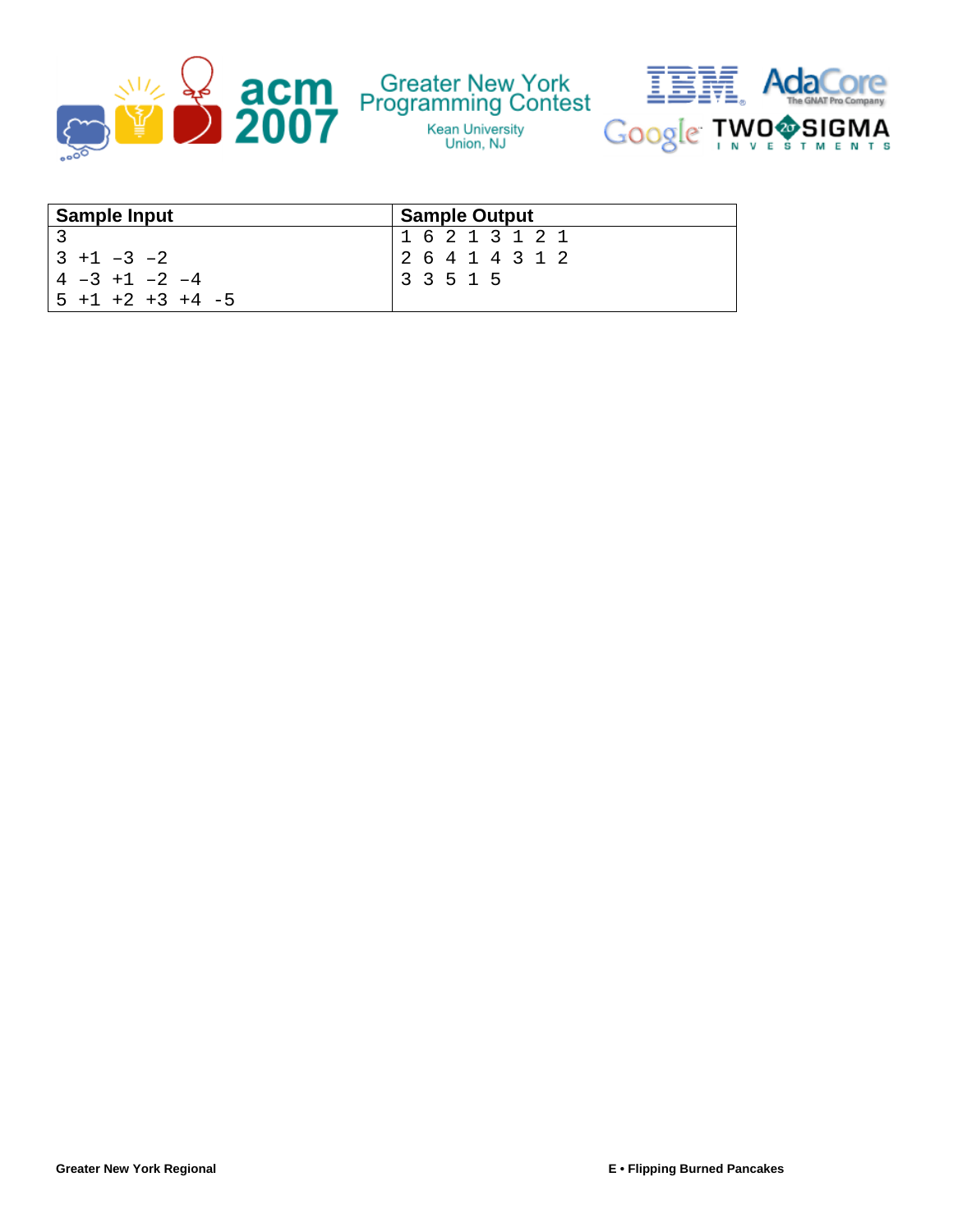| Sample Input | Sample Output |
|---|---|
| 3 | 1 6 2 1 3 1 2 1 |
| 3 +1 -3 -2 | 2 6 4 1 4 3 1 2 |
| 4 -3 +1 -2 -4 | 3 3 5 1 5 |
| 5 +1 +2 +3 +4 -5 | |